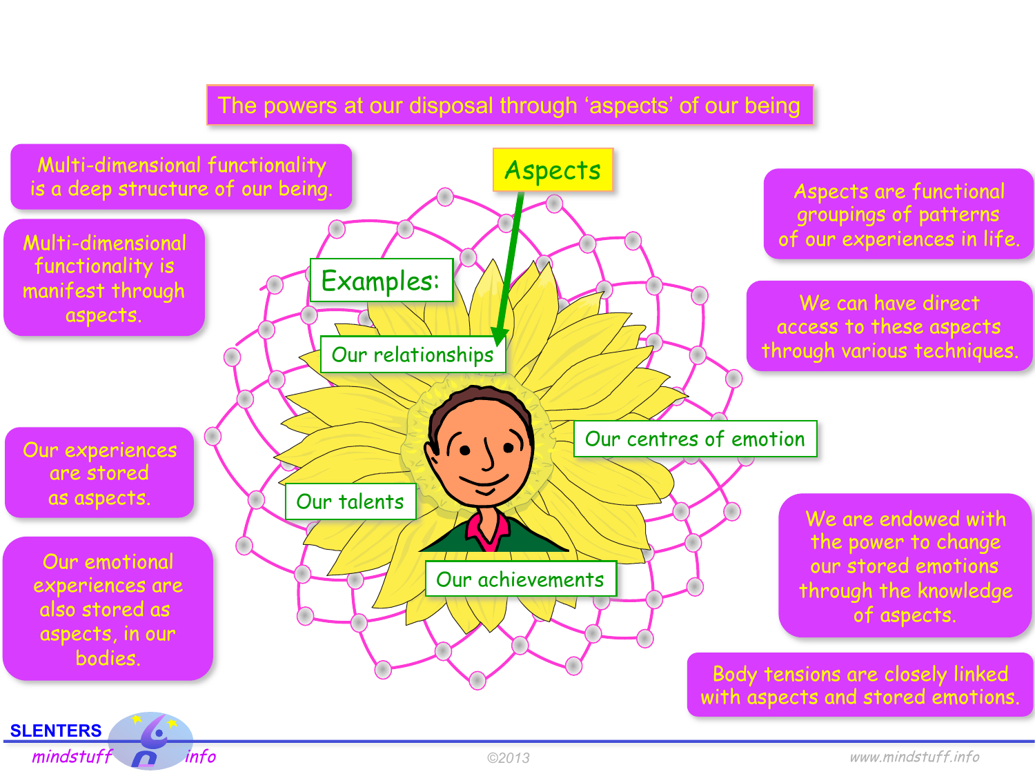# The powers at our disposal through 'aspects' of our being

Multi-dimensional functionality is a deep structure of our being.

Multi-dimensional functionality is manifest through aspects.

Our experiences are stored as aspects.

Our emotional experiences are also stored as aspects, in our bodies.

Aspects

Examples:

- Our relationships
- Our centres of emotion
- Our talents
- Our achievements

Aspects are functional groupings of patterns of our experiences in life.

We can have direct access to these aspects through various techniques.

We are endowed with the power to change our stored emotions through the knowledge of aspects.

Body tensions are closely linked with aspects and stored emotions.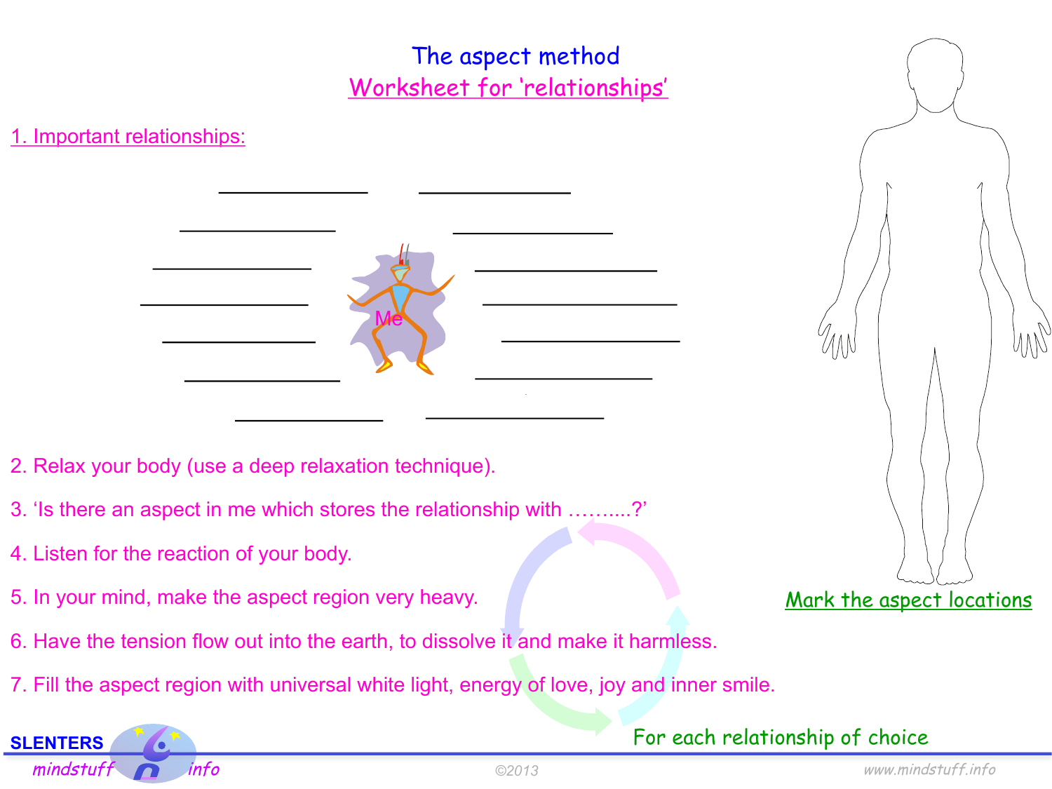# The aspect method

## Worksheet for 'relationships'

1. Important relationships:

Me

2. Relax your body (use a deep relaxation technique).

3. 'Is there an aspect in me which stores the relationship with ……....?'

4. Listen for the reaction of your body.

5. In your mind, make the aspect region very heavy.

6. Have the tension flow out into the earth, to dissolve it and make it harmless.

7. Fill the aspect region with universal white light, energy of love, joy and inner smile.

For each relationship of choice

Mark the aspect locations

SLENTERS mindstuff info

©2013

www.mindstuff.info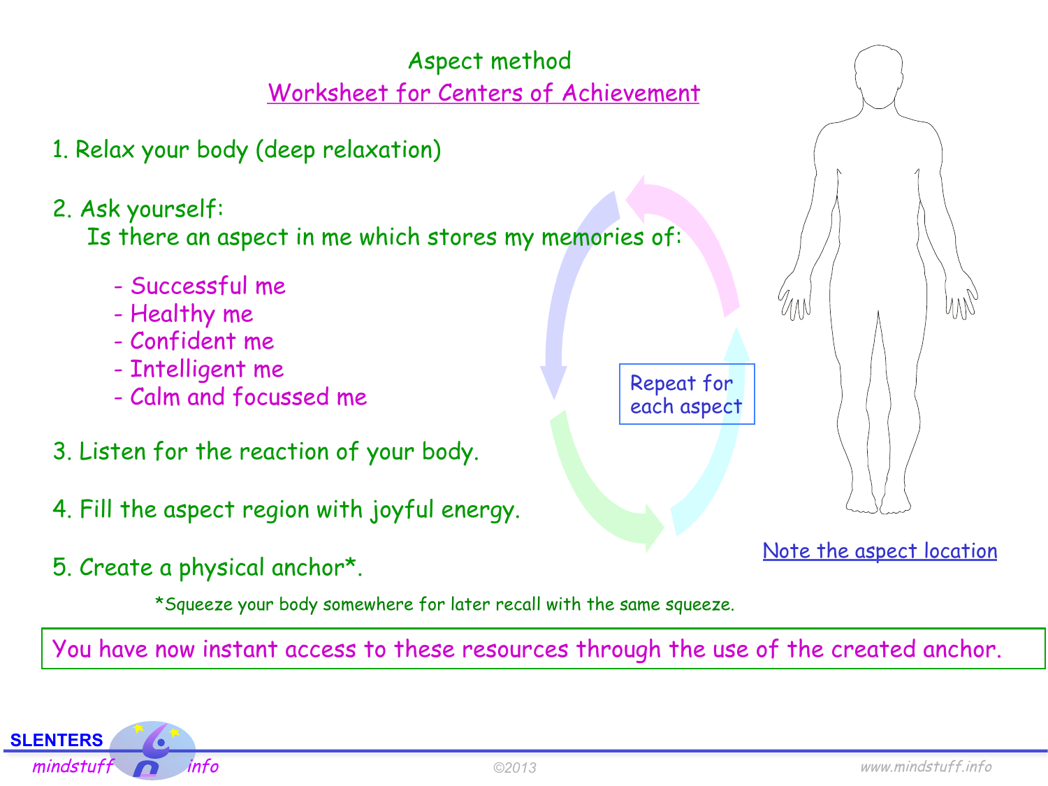# Aspect method

## Worksheet for Centers of Achievement

1. Relax your body (deep relaxation)

2. Ask yourself:
   Is there an aspect in me which stores my memories of:

   - Successful me
   - Healthy me
   - Confident me
   - Intelligent me
   - Calm and focussed me

3. Listen for the reaction of your body.

4. Fill the aspect region with joyful energy.

5. Create a physical anchor*.

Repeat for each aspect

Note the aspect location

*Squeeze your body somewhere for later recall with the same squeeze.

You have now instant access to these resources through the use of the created anchor.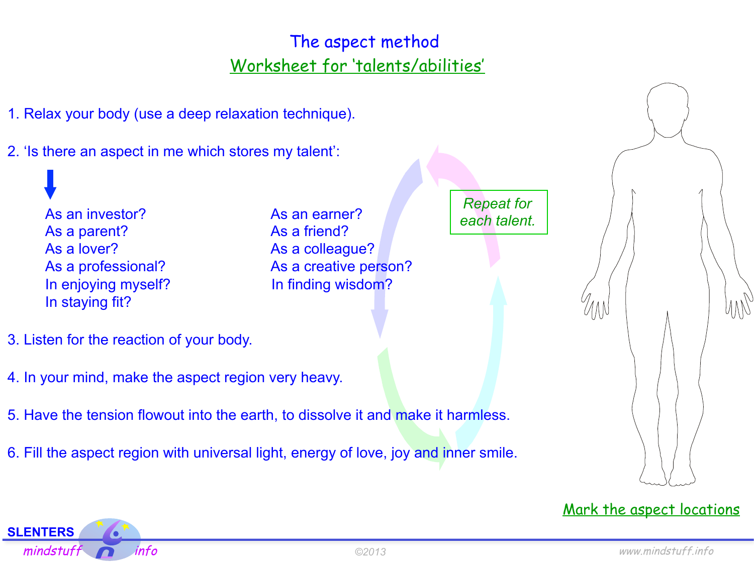# The aspect method

## Worksheet for 'talents/abilities'

1. Relax your body (use a deep relaxation technique).

2. 'Is there an aspect in me which stores my talent':

   - As an investor?
   - As a parent?
   - As a lover?
   - As a professional?
   - In enjoying myself?
   - In staying fit?
   - As an earner?
   - As a friend?
   - As a colleague?
   - As a creative person?
   - In finding wisdom?

3. Listen for the reaction of your body.

4. In your mind, make the aspect region very heavy.

5. Have the tension flowout into the earth, to dissolve it and make it harmless.

6. Fill the aspect region with universal light, energy of love, joy and inner smile.

*Repeat for each talent.*

Mark the aspect locations

SLENTERS mindstuff info

©2013

www.mindstuff.info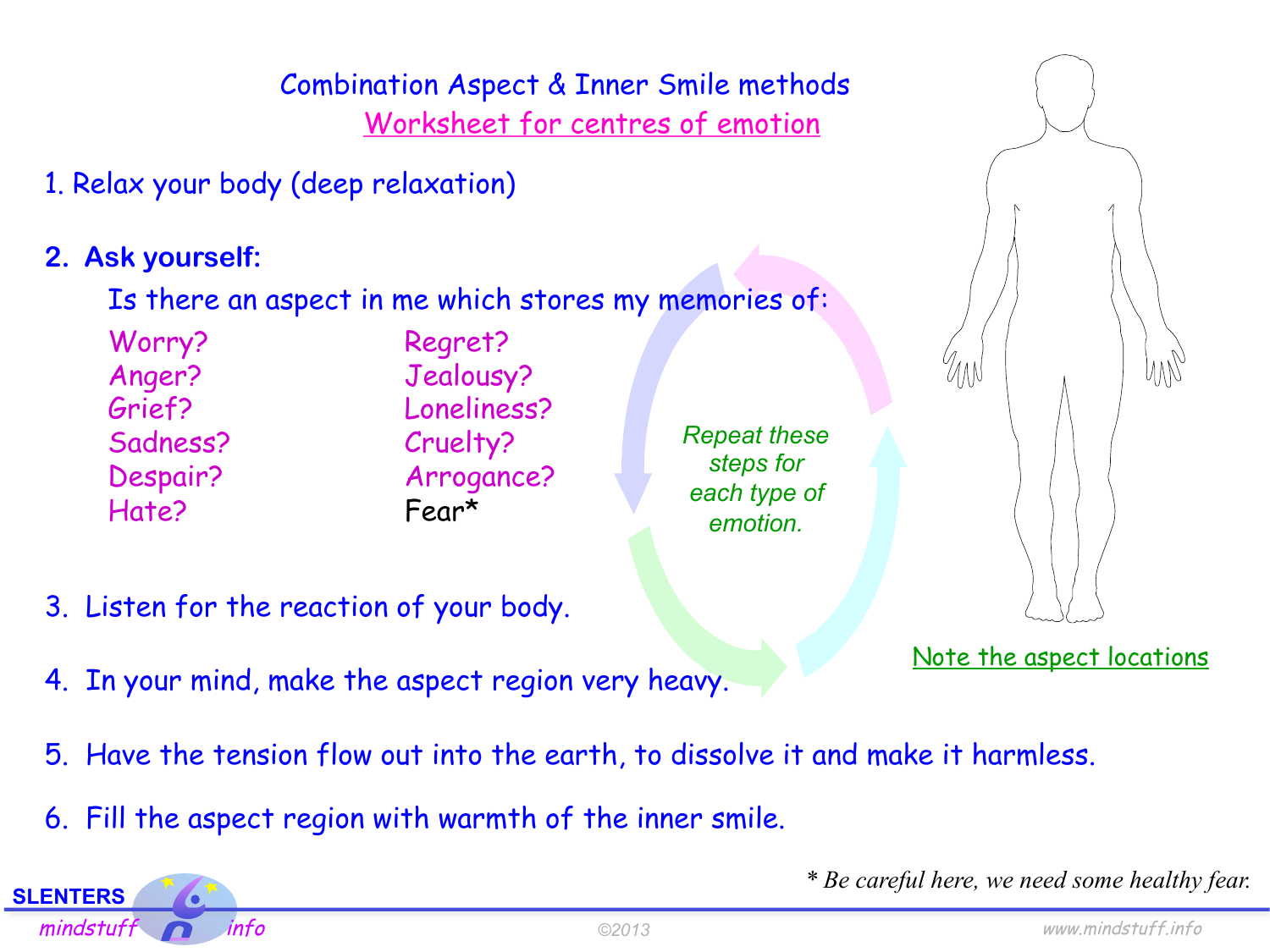# Combination Aspect & Inner Smile methods

## Worksheet for centres of emotion

1. Relax your body (deep relaxation)

2. **Ask yourself:**

   Is there an aspect in me which stores my memories of:

   | | |
   |---|---|
   | Worry? | Regret? |
   | Anger? | Jealousy? |
   | Grief? | Loneliness? |
   | Sadness? | Cruelty? |
   | Despair? | Arrogance? |
   | Hate? | Fear* |

3. Listen for the reaction of your body.

4. In your mind, make the aspect region very heavy.

5. Have the tension flow out into the earth, to dissolve it and make it harmless.

6. Fill the aspect region with warmth of the inner smile.

*Repeat these steps for each type of emotion.*

Note the aspect locations

\* *Be careful here, we need some healthy fear.*

SLENTERS mindstuff info

©2013

www.mindstuff.info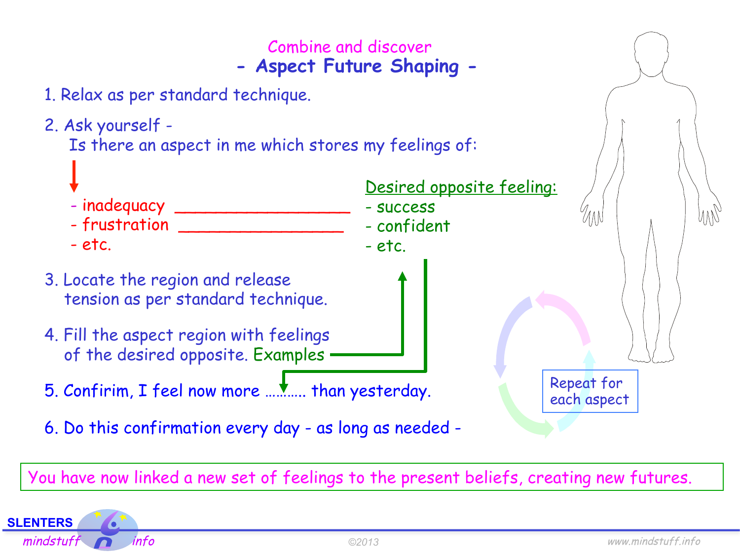Combine and discover

# - Aspect Future Shaping -

1. Relax as per standard technique.

2. Ask yourself -
   Is there an aspect in me which stores my feelings of:

   - inadequacy ________________
   - frustration ________________
   - etc.

   Desired opposite feeling:
   - success
   - confident
   - etc.

3. Locate the region and release tension as per standard technique.

4. Fill the aspect region with feelings of the desired opposite. Examples

5. Confirim, I feel now more ……….. than yesterday.

6. Do this confirmation every day - as long as needed -

Repeat for each aspect

You have now linked a new set of feelings to the present beliefs, creating new futures.

SLENTERS mindstuff info

©2013

www.mindstuff.info